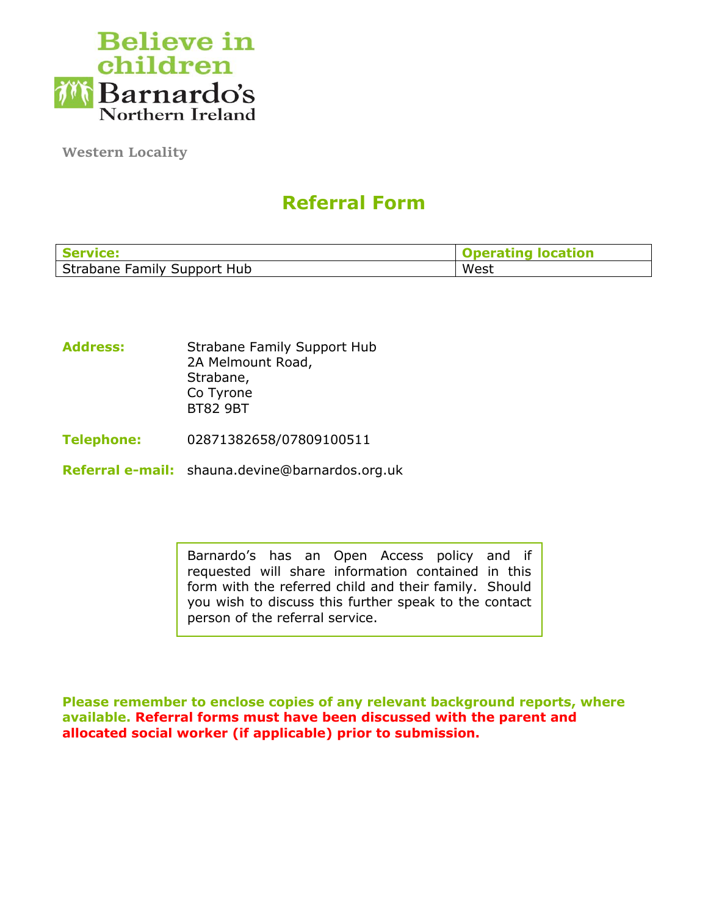Believe in children
Barnardo's
Northern Ireland

Western Locality

# Referral Form

| Service: | Operating location |
| --- | --- |
| Strabane Family Support Hub | West |

**Address:** Strabane Family Support Hub
2A Melmount Road,
Strabane,
Co Tyrone
BT82 9BT

**Telephone:** 02871382658/07809100511

**Referral e-mail:** shauna.devine@barnardos.org.uk

Barnardo's has an Open Access policy and if requested will share information contained in this form with the referred child and their family. Should you wish to discuss this further speak to the contact person of the referral service.

**Please remember to enclose copies of any relevant background reports, where available. Referral forms must have been discussed with the parent and allocated social worker (if applicable) prior to submission.**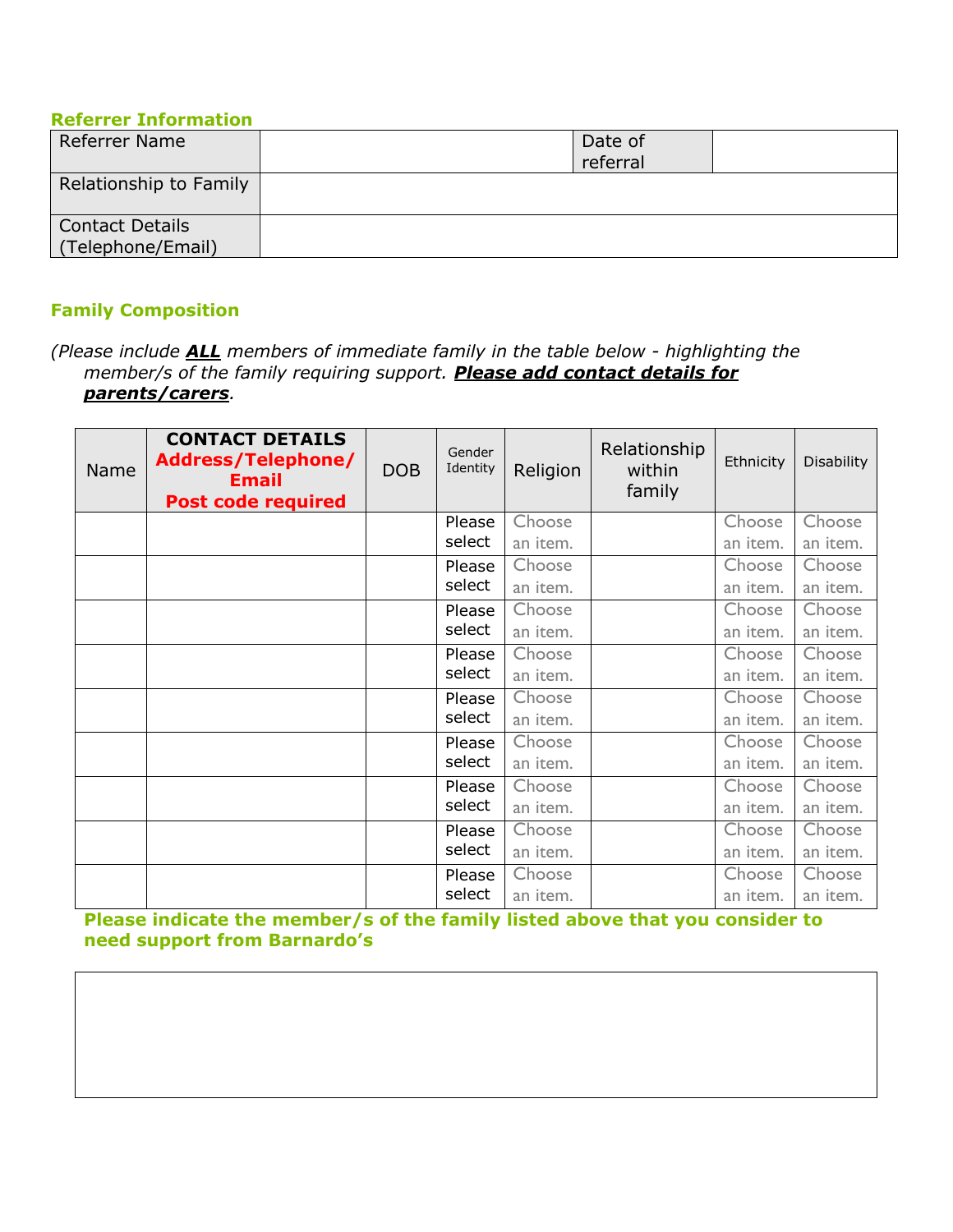### Referrer Information

| Referrer Name | | Date of referral | |
|---|---|---|---|
| Relationship to Family | | | |
| Contact Details (Telephone/Email) | | | |

### Family Composition

*(Please include **ALL** members of immediate family in the table below - highlighting the member/s of the family requiring support. **Please add contact details for parents/carers**.*

| Name | **CONTACT DETAILS** **Address/Telephone/ Email** **Post code required** | DOB | Gender Identity | Religion | Relationship within family | Ethnicity | Disability |
|---|---|---|---|---|---|---|---|
| | | | Please select | Choose an item. | | Choose an item. | Choose an item. |
| | | | Please select | Choose an item. | | Choose an item. | Choose an item. |
| | | | Please select | Choose an item. | | Choose an item. | Choose an item. |
| | | | Please select | Choose an item. | | Choose an item. | Choose an item. |
| | | | Please select | Choose an item. | | Choose an item. | Choose an item. |
| | | | Please select | Choose an item. | | Choose an item. | Choose an item. |
| | | | Please select | Choose an item. | | Choose an item. | Choose an item. |
| | | | Please select | Choose an item. | | Choose an item. | Choose an item. |
| | | | Please select | Choose an item. | | Choose an item. | Choose an item. |

**Please indicate the member/s of the family listed above that you consider to need support from Barnardo's**

| |
|---|
| |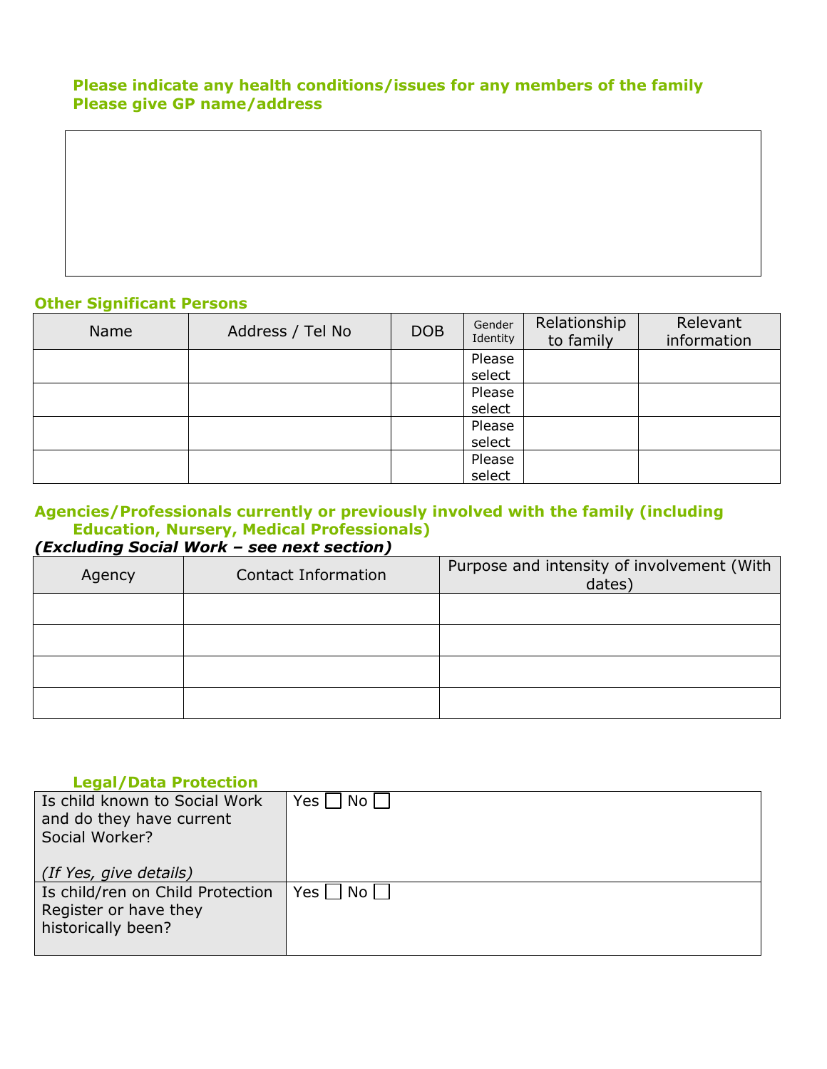**Please indicate any health conditions/issues for any members of the family**
**Please give GP name/address**

| |
|---|
| |

**Other Significant Persons**

| Name | Address / Tel No | DOB | Gender Identity | Relationship to family | Relevant information |
|---|---|---|---|---|---|
| | | | Please select | | |
| | | | Please select | | |
| | | | Please select | | |
| | | | Please select | | |

**Agencies/Professionals currently or previously involved with the family (including Education, Nursery, Medical Professionals)**
***(Excluding Social Work – see next section)***

| Agency | Contact Information | Purpose and intensity of involvement (With dates) |
|---|---|---|
| | | |
| | | |
| | | |
| | | |

**Legal/Data Protection**

| | |
|---|---|
| Is child known to Social Work and do they have current Social Worker? *(If Yes, give details)* | Yes ☐ No ☐ |
| Is child/ren on Child Protection Register or have they historically been? | Yes ☐ No ☐ |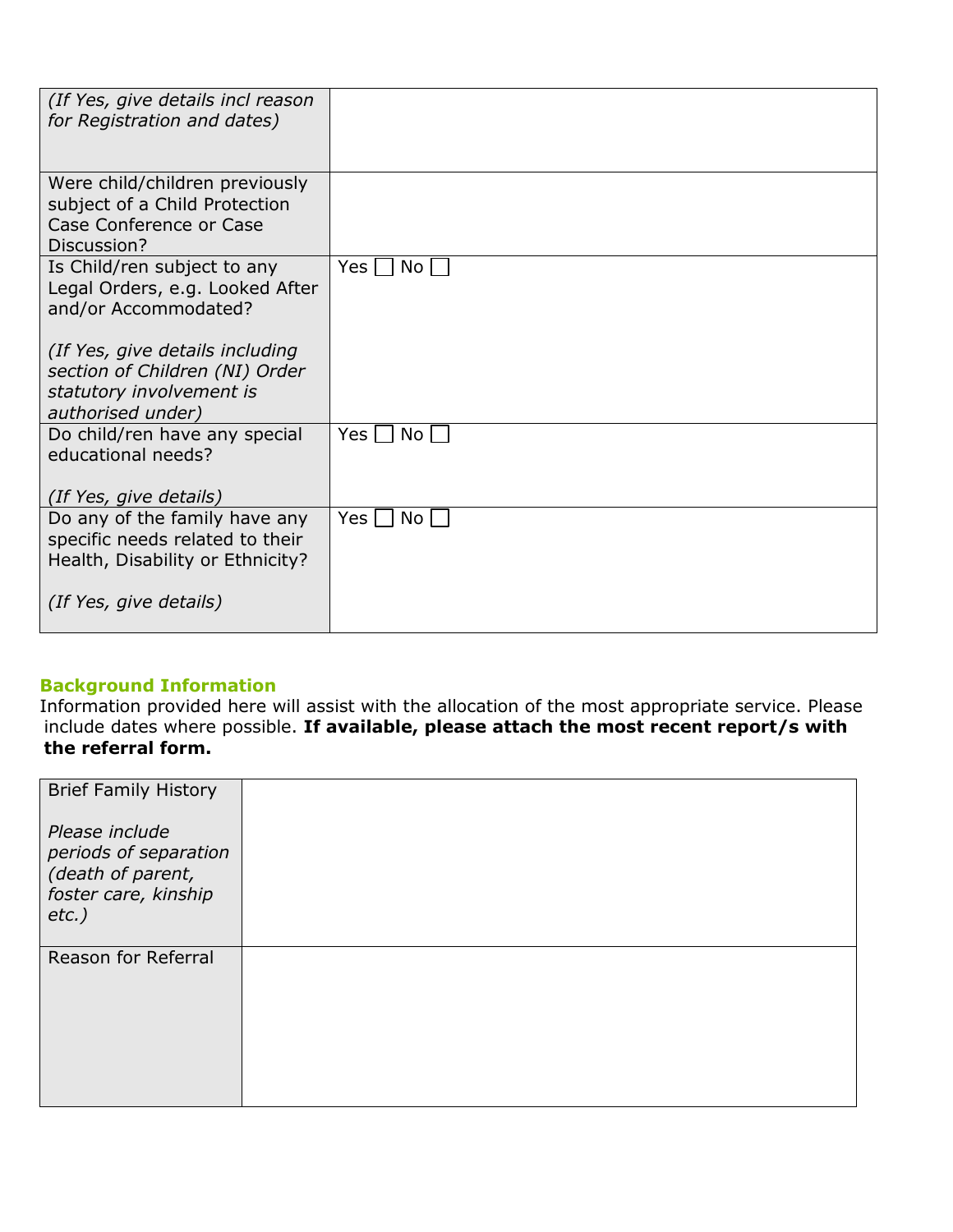| | |
|---|---|
| *(If Yes, give details incl reason for Registration and dates)* | |
| Were child/children previously subject of a Child Protection Case Conference or Case Discussion? | |
| Is Child/ren subject to any Legal Orders, e.g. Looked After and/or Accommodated?<br><br>*(If Yes, give details including section of Children (NI) Order statutory involvement is authorised under)* | Yes ☐ No ☐ |
| Do child/ren have any special educational needs?<br><br>*(If Yes, give details)* | Yes ☐ No ☐ |
| Do any of the family have any specific needs related to their Health, Disability or Ethnicity?<br><br>*(If Yes, give details)* | Yes ☐ No ☐ |

## Background Information

Information provided here will assist with the allocation of the most appropriate service. Please include dates where possible. **If available, please attach the most recent report/s with the referral form.**

| | |
|---|---|
| Brief Family History<br><br>*Please include periods of separation (death of parent, foster care, kinship etc.)* | |
| Reason for Referral | |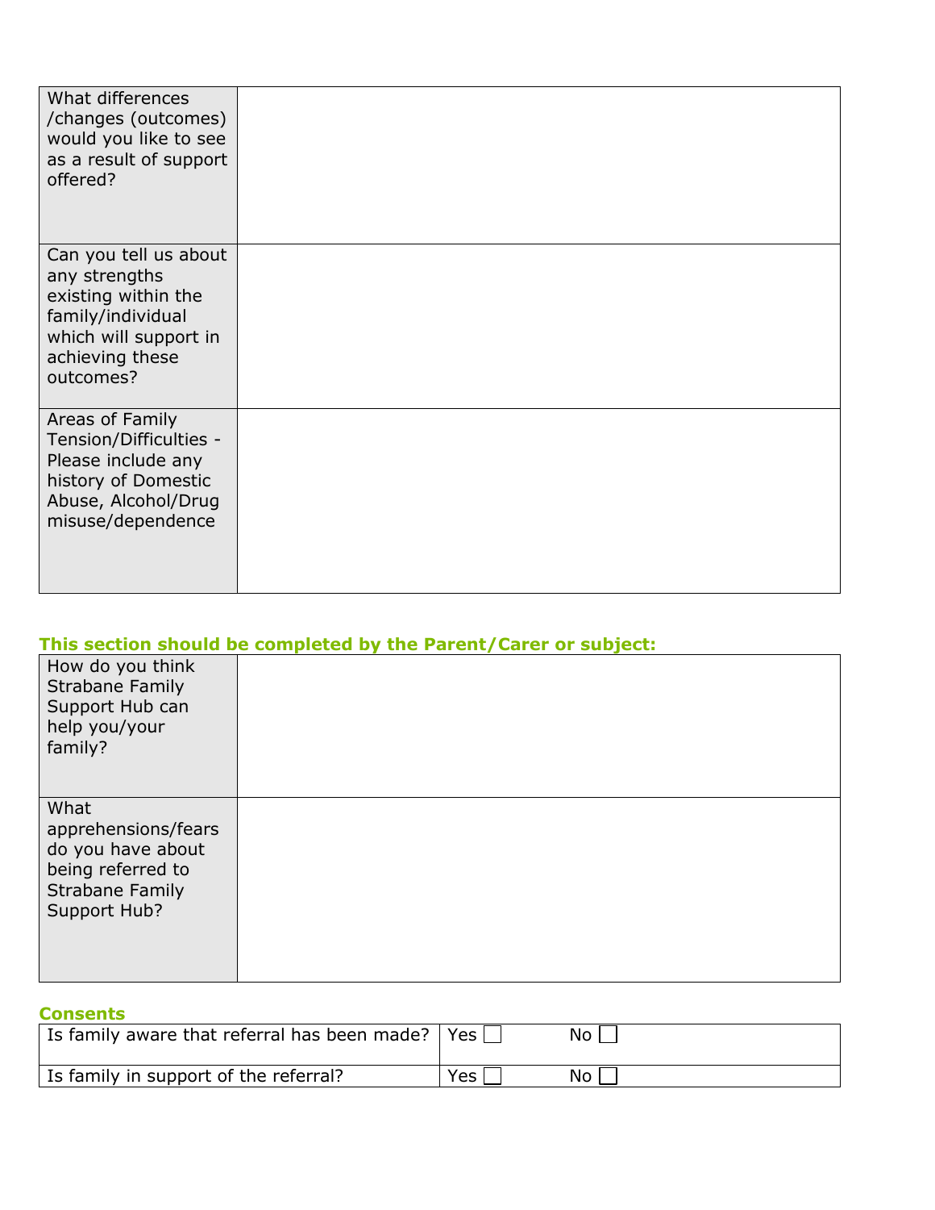| What differences /changes (outcomes) would you like to see as a result of support offered? | |
|---|---|
| Can you tell us about any strengths existing within the family/individual which will support in achieving these outcomes? | |
| Areas of Family Tension/Difficulties - Please include any history of Domestic Abuse, Alcohol/Drug misuse/dependence | |

**This section should be completed by the Parent/Carer or subject:**

| How do you think Strabane Family Support Hub can help you/your family? | |
|---|---|
| What apprehensions/fears do you have about being referred to Strabane Family Support Hub? | |

**Consents**

| Is family aware that referral has been made? | Yes ☐ No ☐ |
|---|---|
| Is family in support of the referral? | Yes ☐ No ☐ |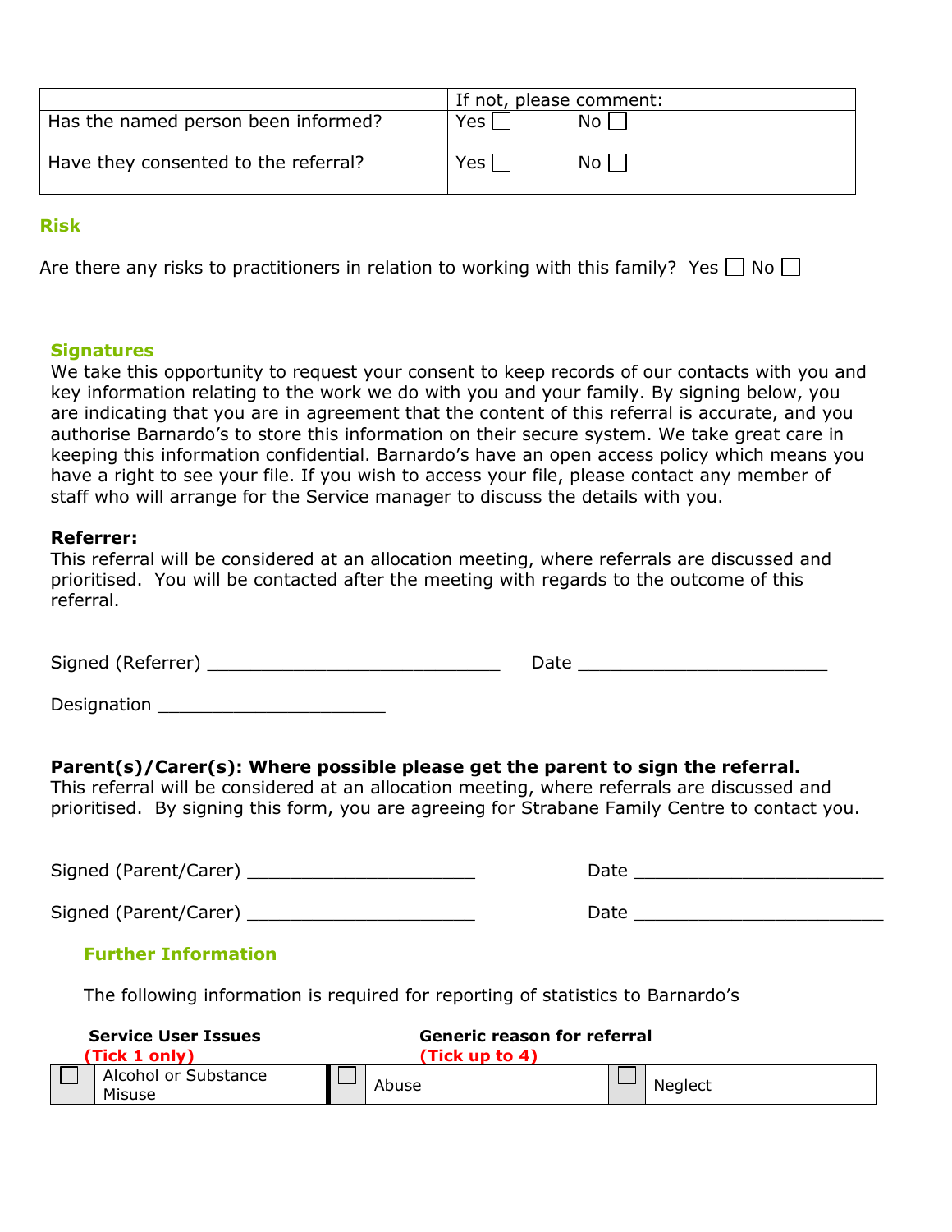| | If not, please comment: |
|---|---|
| Has the named person been informed? | Yes ☐ &nbsp;&nbsp;&nbsp;&nbsp; No ☐ |
| Have they consented to the referral? | Yes ☐ &nbsp;&nbsp;&nbsp;&nbsp; No ☐ |

## Risk

Are there any risks to practitioners in relation to working with this family? Yes ☐ No ☐

## Signatures

We take this opportunity to request your consent to keep records of our contacts with you and key information relating to the work we do with you and your family. By signing below, you are indicating that you are in agreement that the content of this referral is accurate, and you authorise Barnardo's to store this information on their secure system. We take great care in keeping this information confidential. Barnardo's have an open access policy which means you have a right to see your file. If you wish to access your file, please contact any member of staff who will arrange for the Service manager to discuss the details with you.

**Referrer:**

This referral will be considered at an allocation meeting, where referrals are discussed and prioritised. You will be contacted after the meeting with regards to the outcome of this referral.

Signed (Referrer) ____________________________ Date ________________________

Designation ______________________

**Parent(s)/Carer(s): Where possible please get the parent to sign the referral.**

This referral will be considered at an allocation meeting, where referrals are discussed and prioritised. By signing this form, you are agreeing for Strabane Family Centre to contact you.

Signed (Parent/Carer) ______________________ Date ________________________

Signed (Parent/Carer) ______________________ Date ________________________

## Further Information

The following information is required for reporting of statistics to Barnardo's

| **Service User Issues** (Tick 1 only) | | **Generic reason for referral** (Tick up to 4) | | | |
|---|---|---|---|---|---|
| ☐ | Alcohol or Substance Misuse | ☐ | Abuse | ☐ | Neglect |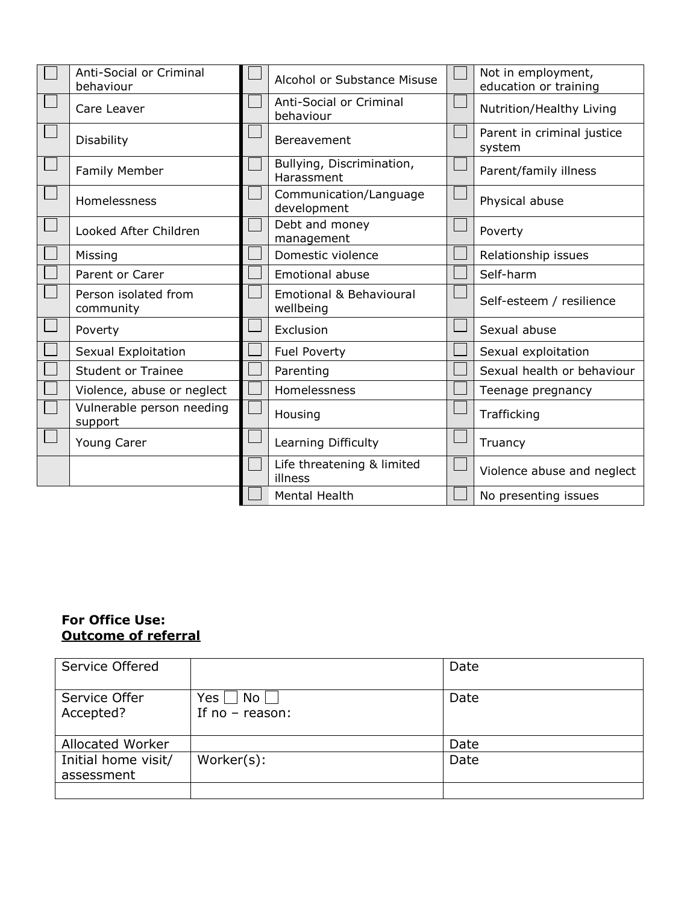| | | | | | |
|---|---|---|---|---|---|
| ☐ | Anti-Social or Criminal behaviour | ☐ | Alcohol or Substance Misuse | ☐ | Not in employment, education or training |
| ☐ | Care Leaver | ☐ | Anti-Social or Criminal behaviour | ☐ | Nutrition/Healthy Living |
| ☐ | Disability | ☐ | Bereavement | ☐ | Parent in criminal justice system |
| ☐ | Family Member | ☐ | Bullying, Discrimination, Harassment | ☐ | Parent/family illness |
| ☐ | Homelessness | ☐ | Communication/Language development | ☐ | Physical abuse |
| ☐ | Looked After Children | ☐ | Debt and money management | ☐ | Poverty |
| ☐ | Missing | ☐ | Domestic violence | ☐ | Relationship issues |
| ☐ | Parent or Carer | ☐ | Emotional abuse | ☐ | Self-harm |
| ☐ | Person isolated from community | ☐ | Emotional & Behavioural wellbeing | ☐ | Self-esteem / resilience |
| ☐ | Poverty | ☐ | Exclusion | ☐ | Sexual abuse |
| ☐ | Sexual Exploitation | ☐ | Fuel Poverty | ☐ | Sexual exploitation |
| ☐ | Student or Trainee | ☐ | Parenting | ☐ | Sexual health or behaviour |
| ☐ | Violence, abuse or neglect | ☐ | Homelessness | ☐ | Teenage pregnancy |
| ☐ | Vulnerable person needing support | ☐ | Housing | ☐ | Trafficking |
| ☐ | Young Carer | ☐ | Learning Difficulty | ☐ | Truancy |
| | | ☐ | Life threatening & limited illness | ☐ | Violence abuse and neglect |
| | | ☐ | Mental Health | ☐ | No presenting issues |

**For Office Use:**
**Outcome of referral**

| | | |
|---|---|---|
| Service Offered | | Date |
| Service Offer Accepted? | Yes ☐ No ☐<br>If no – reason: | Date |
| Allocated Worker | | Date |
| Initial home visit/ assessment | Worker(s): | Date |
| | | |